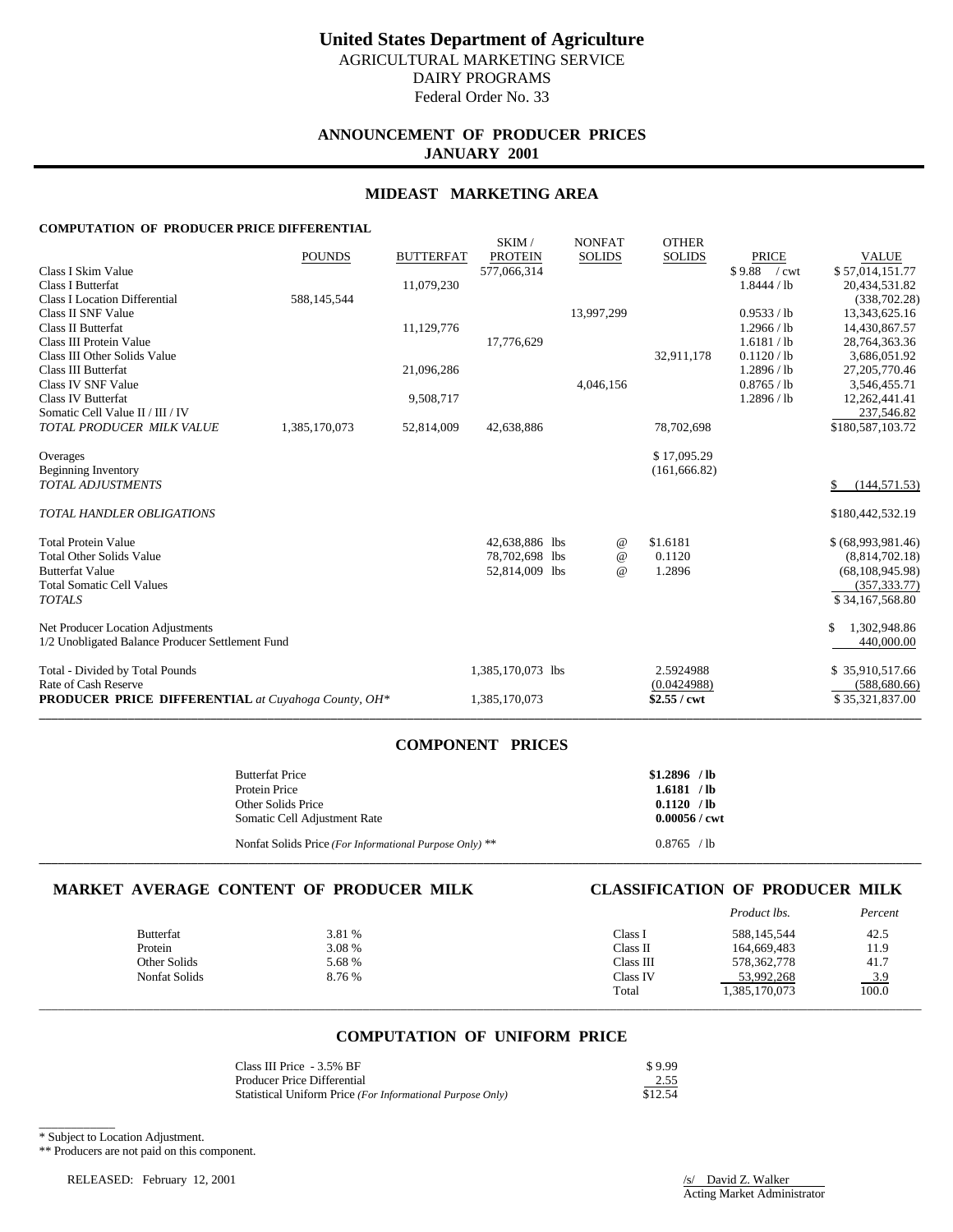# United States Department of Agriculture

AGRICULTURAL MARKETING SERVICE
DAIRY PROGRAMS
Federal Order No. 33

## ANNOUNCEMENT OF PRODUCER PRICES
## JANUARY 2001

## MIDEAST MARKETING AREA

### COMPUTATION OF PRODUCER PRICE DIFFERENTIAL

| | POUNDS | BUTTERFAT | SKIM / PROTEIN | NONFAT SOLIDS | OTHER SOLIDS | PRICE | VALUE |
|---|---|---|---|---|---|---|---|
| Class I Skim Value | | | 577,066,314 | | | $ 9.88 / cwt | $ 57,014,151.77 |
| Class I Butterfat | | 11,079,230 | | | | 1.8444 / lb | 20,434,531.82 |
| Class I Location Differential | 588,145,544 | | | | | | (338,702.28) |
| Class II SNF Value | | | | 13,997,299 | | 0.9533 / lb | 13,343,625.16 |
| Class II Butterfat | | 11,129,776 | | | | 1.2966 / lb | 14,430,867.57 |
| Class III Protein Value | | | 17,776,629 | | | 1.6181 / lb | 28,764,363.36 |
| Class III Other Solids Value | | | | | 32,911,178 | 0.1120 / lb | 3,686,051.92 |
| Class III Butterfat | | 21,096,286 | | | | 1.2896 / lb | 27,205,770.46 |
| Class IV SNF Value | | | | 4,046,156 | | 0.8765 / lb | 3,546,455.71 |
| Class IV Butterfat | | 9,508,717 | | | | 1.2896 / lb | 12,262,441.41 |
| Somatic Cell Value II / III / IV | | | | | | | 237,546.82 |
| *TOTAL PRODUCER MILK VALUE* | 1,385,170,073 | 52,814,009 | 42,638,886 | | 78,702,698 | | $180,587,103.72 |
| Overages | | | | | $ 17,095.29 | | |
| Beginning Inventory | | | | | (161,666.82) | | |
| *TOTAL ADJUSTMENTS* | | | | | | | $ (144,571.53) |
| *TOTAL HANDLER OBLIGATIONS* | | | | | | | $180,442,532.19 |
| Total Protein Value | | | 42,638,886 lbs | @ | $1.6181 | | $ (68,993,981.46) |
| Total Other Solids Value | | | 78,702,698 lbs | @ | 0.1120 | | (8,814,702.18) |
| Butterfat Value | | | 52,814,009 lbs | @ | 1.2896 | | (68,108,945.98) |
| Total Somatic Cell Values | | | | | | | (357,333.77) |
| *TOTALS* | | | | | | | $ 34,167,568.80 |
| Net Producer Location Adjustments | | | | | | | $ 1,302,948.86 |
| 1/2 Unobligated Balance Producer Settlement Fund | | | | | | | 440,000.00 |
| Total - Divided by Total Pounds | | | 1,385,170,073 lbs | | 2.5924988 | | $ 35,910,517.66 |
| Rate of Cash Reserve | | | | | (0.0424988) | | (588,680.66) |
| **PRODUCER PRICE DIFFERENTIAL** *at Cuyahoga County, OH\** | | | 1,385,170,073 | | **$2.55 / cwt** | | $ 35,321,837.00 |

## COMPONENT PRICES

| | |
|---|---|
| Butterfat Price | **$1.2896 / lb** |
| Protein Price | **1.6181 / lb** |
| Other Solids Price | **0.1120 / lb** |
| Somatic Cell Adjustment Rate | **0.00056 / cwt** |
| Nonfat Solids Price *(For Informational Purpose Only)* ** | 0.8765 / lb |

## MARKET AVERAGE CONTENT OF PRODUCER MILK

| | |
|---|---|
| Butterfat | 3.81 % |
| Protein | 3.08 % |
| Other Solids | 5.68 % |
| Nonfat Solids | 8.76 % |

## CLASSIFICATION OF PRODUCER MILK

| | *Product lbs.* | *Percent* |
|---|---|---|
| Class I | 588,145,544 | 42.5 |
| Class II | 164,669,483 | 11.9 |
| Class III | 578,362,778 | 41.7 |
| Class IV | 53,992,268 | 3.9 |
| Total | 1,385,170,073 | 100.0 |

## COMPUTATION OF UNIFORM PRICE

| | |
|---|---|
| Class III Price - 3.5% BF | $ 9.99 |
| Producer Price Differential | 2.55 |
| Statistical Uniform Price *(For Informational Purpose Only)* | $12.54 |

\* Subject to Location Adjustment.
** Producers are not paid on this component.

RELEASED: February 12, 2001

/s/ David Z. Walker
Acting Market Administrator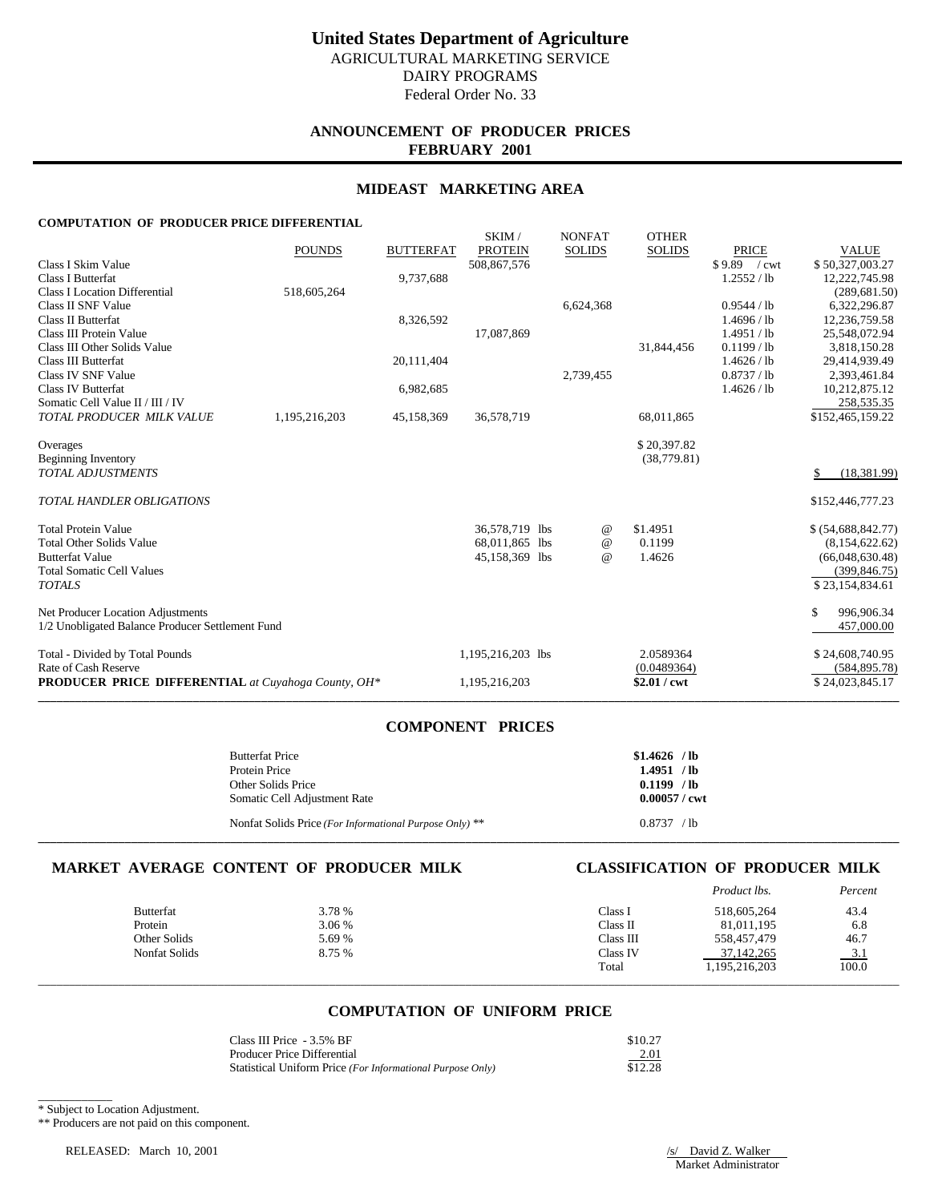# United States Department of Agriculture

AGRICULTURAL MARKETING SERVICE
DAIRY PROGRAMS
Federal Order No. 33

## ANNOUNCEMENT OF PRODUCER PRICES
## FEBRUARY 2001

## MIDEAST MARKETING AREA

### COMPUTATION OF PRODUCER PRICE DIFFERENTIAL

| | POUNDS | BUTTERFAT | SKIM / PROTEIN | NONFAT SOLIDS | OTHER SOLIDS | PRICE | VALUE |
|---|---|---|---|---|---|---|---|
| Class I Skim Value | | | 508,867,576 | | | $ 9.89 / cwt | $ 50,327,003.27 |
| Class I Butterfat | | 9,737,688 | | | | 1.2552 / lb | 12,222,745.98 |
| Class I Location Differential | 518,605,264 | | | | | | (289,681.50) |
| Class II SNF Value | | | | 6,624,368 | | 0.9544 / lb | 6,322,296.87 |
| Class II Butterfat | | 8,326,592 | | | | 1.4696 / lb | 12,236,759.58 |
| Class III Protein Value | | | 17,087,869 | | | 1.4951 / lb | 25,548,072.94 |
| Class III Other Solids Value | | | | | 31,844,456 | 0.1199 / lb | 3,818,150.28 |
| Class III Butterfat | | 20,111,404 | | | | 1.4626 / lb | 29,414,939.49 |
| Class IV SNF Value | | | | 2,739,455 | | 0.8737 / lb | 2,393,461.84 |
| Class IV Butterfat | | 6,982,685 | | | | 1.4626 / lb | 10,212,875.12 |
| Somatic Cell Value II / III / IV | | | | | | | 258,535.35 |
| *TOTAL PRODUCER MILK VALUE* | 1,195,216,203 | 45,158,369 | 36,578,719 | | 68,011,865 | | $152,465,159.22 |
| Overages | | | | | $ 20,397.82 | | |
| Beginning Inventory | | | | | (38,779.81) | | |
| *TOTAL ADJUSTMENTS* | | | | | | | $ (18,381.99) |
| *TOTAL HANDLER OBLIGATIONS* | | | | | | | $152,446,777.23 |
| Total Protein Value | | | 36,578,719 lbs | @ | $1.4951 | | $ (54,688,842.77) |
| Total Other Solids Value | | | 68,011,865 lbs | @ | 0.1199 | | (8,154,622.62) |
| Butterfat Value | | | 45,158,369 lbs | @ | 1.4626 | | (66,048,630.48) |
| Total Somatic Cell Values | | | | | | | (399,846.75) |
| *TOTALS* | | | | | | | $ 23,154,834.61 |
| Net Producer Location Adjustments | | | | | | | $ 996,906.34 |
| 1/2 Unobligated Balance Producer Settlement Fund | | | | | | | 457,000.00 |
| Total - Divided by Total Pounds | | | 1,195,216,203 lbs | | 2.0589364 | | $ 24,608,740.95 |
| Rate of Cash Reserve | | | | | (0.0489364) | | (584,895.78) |
| **PRODUCER PRICE DIFFERENTIAL** *at Cuyahoga County, OH\** | | | 1,195,216,203 | | **$2.01 / cwt** | | $ 24,023,845.17 |

## COMPONENT PRICES

| | |
|---|---|
| Butterfat Price | **$1.4626 / lb** |
| Protein Price | **1.4951 / lb** |
| Other Solids Price | **0.1199 / lb** |
| Somatic Cell Adjustment Rate | **0.00057 / cwt** |
| Nonfat Solids Price *(For Informational Purpose Only)* ** | 0.8737 / lb |

## MARKET AVERAGE CONTENT OF PRODUCER MILK

| | |
|---|---|
| Butterfat | 3.78 % |
| Protein | 3.06 % |
| Other Solids | 5.69 % |
| Nonfat Solids | 8.75 % |

## CLASSIFICATION OF PRODUCER MILK

| | *Product lbs.* | *Percent* |
|---|---|---|
| Class I | 518,605,264 | 43.4 |
| Class II | 81,011,195 | 6.8 |
| Class III | 558,457,479 | 46.7 |
| Class IV | 37,142,265 | 3.1 |
| Total | 1,195,216,203 | 100.0 |

## COMPUTATION OF UNIFORM PRICE

| | |
|---|---|
| Class III Price - 3.5% BF | $10.27 |
| Producer Price Differential | 2.01 |
| Statistical Uniform Price *(For Informational Purpose Only)* | $12.28 |

\* Subject to Location Adjustment.

** Producers are not paid on this component.

RELEASED: March 10, 2001

/s/ David Z. Walker
Market Administrator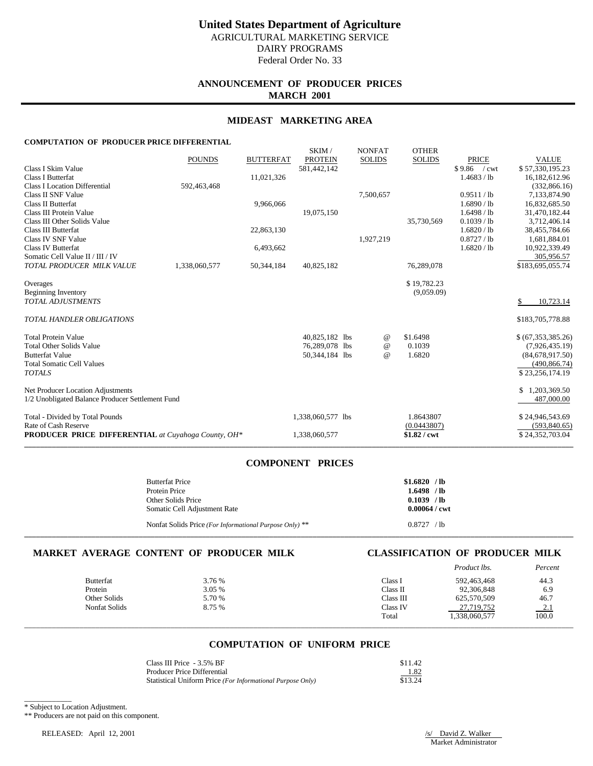# United States Department of Agriculture

AGRICULTURAL MARKETING SERVICE
DAIRY PROGRAMS
Federal Order No. 33

## ANNOUNCEMENT OF PRODUCER PRICES
## MARCH 2001

## MIDEAST MARKETING AREA

### COMPUTATION OF PRODUCER PRICE DIFFERENTIAL

| | POUNDS | BUTTERFAT | SKIM / PROTEIN | NONFAT SOLIDS | OTHER SOLIDS | PRICE | VALUE |
|---|---|---|---|---|---|---|---|
| Class I Skim Value | | | 581,442,142 | | | $ 9.86 / cwt | $ 57,330,195.23 |
| Class I Butterfat | | 11,021,326 | | | | 1.4683 / lb | 16,182,612.96 |
| Class I Location Differential | 592,463,468 | | | | | | (332,866.16) |
| Class II SNF Value | | | | 7,500,657 | | 0.9511 / lb | 7,133,874.90 |
| Class II Butterfat | | 9,966,066 | | | | 1.6890 / lb | 16,832,685.50 |
| Class III Protein Value | | | 19,075,150 | | | 1.6498 / lb | 31,470,182.44 |
| Class III Other Solids Value | | | | | 35,730,569 | 0.1039 / lb | 3,712,406.14 |
| Class III Butterfat | | 22,863,130 | | | | 1.6820 / lb | 38,455,784.66 |
| Class IV SNF Value | | | | 1,927,219 | | 0.8727 / lb | 1,681,884.01 |
| Class IV Butterfat | | 6,493,662 | | | | 1.6820 / lb | 10,922,339.49 |
| Somatic Cell Value II / III / IV | | | | | | | 305,956.57 |
| *TOTAL PRODUCER MILK VALUE* | 1,338,060,577 | 50,344,184 | 40,825,182 | | 76,289,078 | | $183,695,055.74 |
| | | | | | | | |
| Overages | | | | | $ 19,782.23 | | |
| Beginning Inventory | | | | | (9,059.09) | | |
| *TOTAL ADJUSTMENTS* | | | | | | | $ 10,723.14 |
| | | | | | | | |
| *TOTAL HANDLER OBLIGATIONS* | | | | | | | $183,705,778.88 |
| | | | | | | | |
| Total Protein Value | | | 40,825,182 lbs | @ | $1.6498 | | $ (67,353,385.26) |
| Total Other Solids Value | | | 76,289,078 lbs | @ | 0.1039 | | (7,926,435.19) |
| Butterfat Value | | | 50,344,184 lbs | @ | 1.6820 | | (84,678,917.50) |
| Total Somatic Cell Values | | | | | | | (490,866.74) |
| *TOTALS* | | | | | | | $ 23,256,174.19 |
| | | | | | | | |
| Net Producer Location Adjustments | | | | | | | $ 1,203,369.50 |
| 1/2 Unobligated Balance Producer Settlement Fund | | | | | | | 487,000.00 |
| | | | | | | | |
| Total - Divided by Total Pounds | | | 1,338,060,577 lbs | | 1.8643807 | | $ 24,946,543.69 |
| Rate of Cash Reserve | | | | | (0.0443807) | | (593,840.65) |
| **PRODUCER PRICE DIFFERENTIAL** *at Cuyahoga County, OH\** | | | 1,338,060,577 | | **$1.82 / cwt** | | $ 24,352,703.04 |

## COMPONENT PRICES

| | |
|---|---|
| Butterfat Price | **$1.6820 / lb** |
| Protein Price | **1.6498 / lb** |
| Other Solids Price | **0.1039 / lb** |
| Somatic Cell Adjustment Rate | **0.00064 / cwt** |
| Nonfat Solids Price *(For Informational Purpose Only)* ** | 0.8727 / lb |

## MARKET AVERAGE CONTENT OF PRODUCER MILK

| | |
|---|---|
| Butterfat | 3.76 % |
| Protein | 3.05 % |
| Other Solids | 5.70 % |
| Nonfat Solids | 8.75 % |

## CLASSIFICATION OF PRODUCER MILK

| | *Product lbs.* | *Percent* |
|---|---|---|
| Class I | 592,463,468 | 44.3 |
| Class II | 92,306,848 | 6.9 |
| Class III | 625,570,509 | 46.7 |
| Class IV | 27,719,752 | 2.1 |
| Total | 1,338,060,577 | 100.0 |

## COMPUTATION OF UNIFORM PRICE

| | |
|---|---|
| Class III Price - 3.5% BF | $11.42 |
| Producer Price Differential | 1.82 |
| Statistical Uniform Price *(For Informational Purpose Only)* | $13.24 |

\* Subject to Location Adjustment.

** Producers are not paid on this component.

RELEASED: April 12, 2001

/s/ David Z. Walker
Market Administrator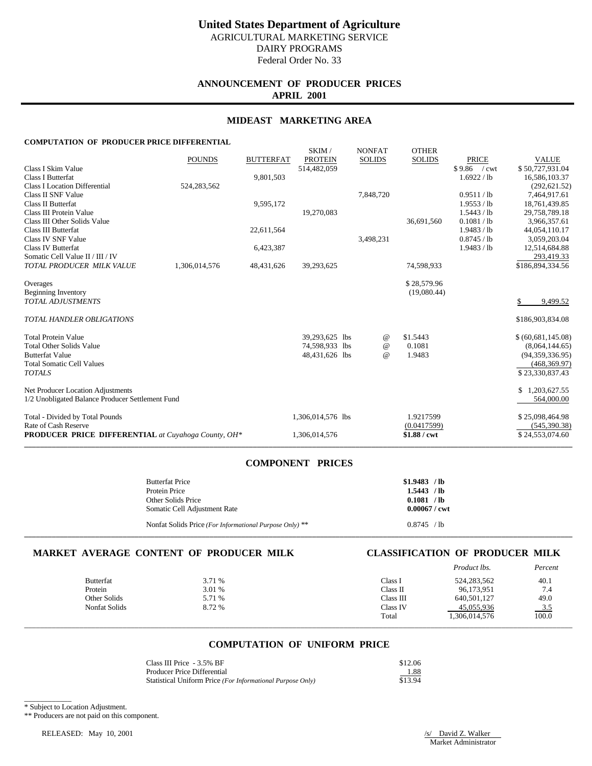# United States Department of Agriculture

AGRICULTURAL MARKETING SERVICE
DAIRY PROGRAMS
Federal Order No. 33

## ANNOUNCEMENT OF PRODUCER PRICES
**APRIL 2001**

## MIDEAST MARKETING AREA

### COMPUTATION OF PRODUCER PRICE DIFFERENTIAL

| | POUNDS | BUTTERFAT | SKIM / PROTEIN | NONFAT SOLIDS | OTHER SOLIDS | PRICE | VALUE |
|---|---|---|---|---|---|---|---|
| Class I Skim Value | | | 514,482,059 | | | $ 9.86 / cwt | $ 50,727,931.04 |
| Class I Butterfat | | 9,801,503 | | | | 1.6922 / lb | 16,586,103.37 |
| Class I Location Differential | 524,283,562 | | | | | | (292,621.52) |
| Class II SNF Value | | | | 7,848,720 | | 0.9511 / lb | 7,464,917.61 |
| Class II Butterfat | | 9,595,172 | | | | 1.9553 / lb | 18,761,439.85 |
| Class III Protein Value | | | 19,270,083 | | | 1.5443 / lb | 29,758,789.18 |
| Class III Other Solids Value | | | | | 36,691,560 | 0.1081 / lb | 3,966,357.61 |
| Class III Butterfat | | 22,611,564 | | | | 1.9483 / lb | 44,054,110.17 |
| Class IV SNF Value | | | | 3,498,231 | | 0.8745 / lb | 3,059,203.04 |
| Class IV Butterfat | | 6,423,387 | | | | 1.9483 / lb | 12,514,684.88 |
| Somatic Cell Value II / III / IV | | | | | | | 293,419.33 |
| *TOTAL PRODUCER MILK VALUE* | 1,306,014,576 | 48,431,626 | 39,293,625 | | 74,598,933 | | $186,894,334.56 |
| | | | | | | | |
| Overages | | | | | $ 28,579.96 | | |
| Beginning Inventory | | | | | (19,080.44) | | |
| *TOTAL ADJUSTMENTS* | | | | | | | $ 9,499.52 |
| | | | | | | | |
| *TOTAL HANDLER OBLIGATIONS* | | | | | | | $186,903,834.08 |
| | | | | | | | |
| Total Protein Value | | | 39,293,625 lbs | @ | $1.5443 | | $ (60,681,145.08) |
| Total Other Solids Value | | | 74,598,933 lbs | @ | 0.1081 | | (8,064,144.65) |
| Butterfat Value | | | 48,431,626 lbs | @ | 1.9483 | | (94,359,336.95) |
| Total Somatic Cell Values | | | | | | | (468,369.97) |
| *TOTALS* | | | | | | | $ 23,330,837.43 |
| | | | | | | | |
| Net Producer Location Adjustments | | | | | | | $ 1,203,627.55 |
| 1/2 Unobligated Balance Producer Settlement Fund | | | | | | | 564,000.00 |
| | | | | | | | |
| Total - Divided by Total Pounds | | | 1,306,014,576 lbs | | 1.9217599 | | $ 25,098,464.98 |
| Rate of Cash Reserve | | | | | (0.0417599) | | (545,390.38) |
| **PRODUCER PRICE DIFFERENTIAL** *at Cuyahoga County, OH\** | | | 1,306,014,576 | | **$1.88 / cwt** | | $ 24,553,074.60 |

## COMPONENT PRICES

| | |
|---|---|
| Butterfat Price | **$1.9483 / lb** |
| Protein Price | **1.5443 / lb** |
| Other Solids Price | **0.1081 / lb** |
| Somatic Cell Adjustment Rate | **0.00067 / cwt** |
| Nonfat Solids Price *(For Informational Purpose Only)* ** | 0.8745 / lb |

## MARKET AVERAGE CONTENT OF PRODUCER MILK

| | |
|---|---|
| Butterfat | 3.71 % |
| Protein | 3.01 % |
| Other Solids | 5.71 % |
| Nonfat Solids | 8.72 % |

## CLASSIFICATION OF PRODUCER MILK

| | *Product lbs.* | *Percent* |
|---|---|---|
| Class I | 524,283,562 | 40.1 |
| Class II | 96,173,951 | 7.4 |
| Class III | 640,501,127 | 49.0 |
| Class IV | 45,055,936 | 3.5 |
| Total | 1,306,014,576 | 100.0 |

## COMPUTATION OF UNIFORM PRICE

| | |
|---|---|
| Class III Price - 3.5% BF | $12.06 |
| Producer Price Differential | 1.88 |
| Statistical Uniform Price *(For Informational Purpose Only)* | $13.94 |

\* Subject to Location Adjustment.

\** Producers are not paid on this component.

RELEASED: May 10, 2001

/s/ David Z. Walker
Market Administrator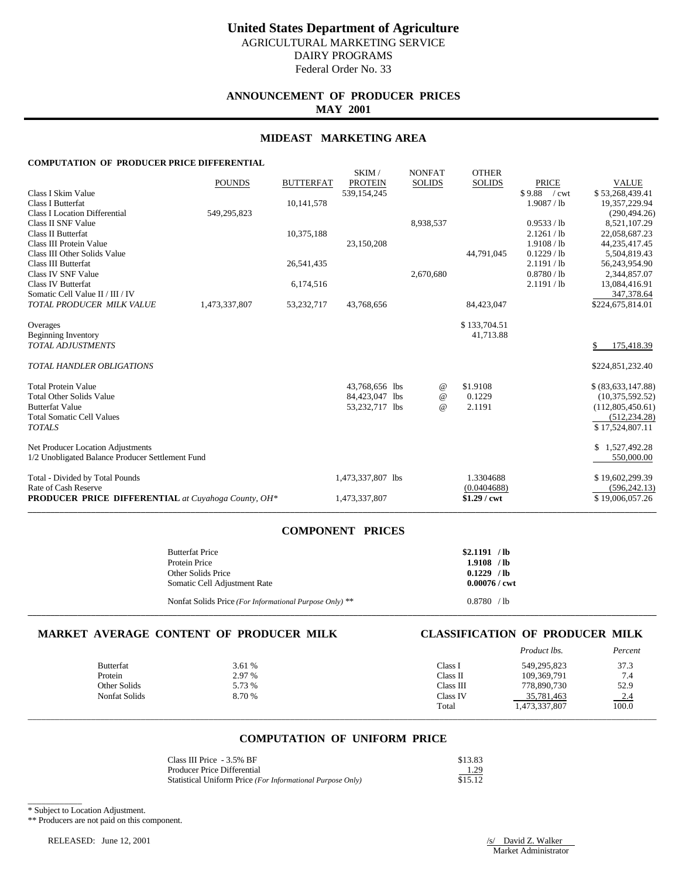# United States Department of Agriculture

AGRICULTURAL MARKETING SERVICE
DAIRY PROGRAMS
Federal Order No. 33

## ANNOUNCEMENT OF PRODUCER PRICES
**MAY 2001**

## MIDEAST MARKETING AREA

### COMPUTATION OF PRODUCER PRICE DIFFERENTIAL

| | POUNDS | BUTTERFAT | SKIM / PROTEIN | NONFAT SOLIDS | OTHER SOLIDS | PRICE | VALUE |
|---|---|---|---|---|---|---|---|
| Class I Skim Value | | | 539,154,245 | | | $ 9.88 / cwt | $ 53,268,439.41 |
| Class I Butterfat | | 10,141,578 | | | | 1.9087 / lb | 19,357,229.94 |
| Class I Location Differential | 549,295,823 | | | | | | (290,494.26) |
| Class II SNF Value | | | | 8,938,537 | | 0.9533 / lb | 8,521,107.29 |
| Class II Butterfat | | 10,375,188 | | | | 2.1261 / lb | 22,058,687.23 |
| Class III Protein Value | | | 23,150,208 | | | 1.9108 / lb | 44,235,417.45 |
| Class III Other Solids Value | | | | | 44,791,045 | 0.1229 / lb | 5,504,819.43 |
| Class III Butterfat | | 26,541,435 | | | | 2.1191 / lb | 56,243,954.90 |
| Class IV SNF Value | | | | 2,670,680 | | 0.8780 / lb | 2,344,857.07 |
| Class IV Butterfat | | 6,174,516 | | | | 2.1191 / lb | 13,084,416.91 |
| Somatic Cell Value II / III / IV | | | | | | | 347,378.64 |
| *TOTAL PRODUCER MILK VALUE* | 1,473,337,807 | 53,232,717 | 43,768,656 | | 84,423,047 | | $224,675,814.01 |
| Overages | | | | | $ 133,704.51 | | |
| Beginning Inventory | | | | | 41,713.88 | | |
| *TOTAL ADJUSTMENTS* | | | | | | | $ 175,418.39 |
| *TOTAL HANDLER OBLIGATIONS* | | | | | | | $224,851,232.40 |
| Total Protein Value | | | 43,768,656 lbs | @ | $1.9108 | | $ (83,633,147.88) |
| Total Other Solids Value | | | 84,423,047 lbs | @ | 0.1229 | | (10,375,592.52) |
| Butterfat Value | | | 53,232,717 lbs | @ | 2.1191 | | (112,805,450.61) |
| Total Somatic Cell Values | | | | | | | (512,234.28) |
| *TOTALS* | | | | | | | $ 17,524,807.11 |
| Net Producer Location Adjustments | | | | | | | $ 1,527,492.28 |
| 1/2 Unobligated Balance Producer Settlement Fund | | | | | | | 550,000.00 |
| Total - Divided by Total Pounds | | | 1,473,337,807 lbs | | 1.3304688 | | $ 19,602,299.39 |
| Rate of Cash Reserve | | | | | (0.0404688) | | (596,242.13) |
| **PRODUCER PRICE DIFFERENTIAL** *at Cuyahoga County, OH\** | | | 1,473,337,807 | | **$1.29 / cwt** | | $ 19,006,057.26 |

## COMPONENT PRICES

| | |
|---|---|
| Butterfat Price | **$2.1191 / lb** |
| Protein Price | **1.9108 / lb** |
| Other Solids Price | **0.1229 / lb** |
| Somatic Cell Adjustment Rate | **0.00076 / cwt** |
| Nonfat Solids Price *(For Informational Purpose Only)* ** | 0.8780 / lb |

## MARKET AVERAGE CONTENT OF PRODUCER MILK

| | |
|---|---|
| Butterfat | 3.61 % |
| Protein | 2.97 % |
| Other Solids | 5.73 % |
| Nonfat Solids | 8.70 % |

## CLASSIFICATION OF PRODUCER MILK

| | *Product lbs.* | *Percent* |
|---|---|---|
| Class I | 549,295,823 | 37.3 |
| Class II | 109,369,791 | 7.4 |
| Class III | 778,890,730 | 52.9 |
| Class IV | 35,781,463 | 2.4 |
| Total | 1,473,337,807 | 100.0 |

## COMPUTATION OF UNIFORM PRICE

| | |
|---|---|
| Class III Price - 3.5% BF | $13.83 |
| Producer Price Differential | 1.29 |
| Statistical Uniform Price *(For Informational Purpose Only)* | $15.12 |

\* Subject to Location Adjustment.

** Producers are not paid on this component.

RELEASED: June 12, 2001

/s/ David Z. Walker
Market Administrator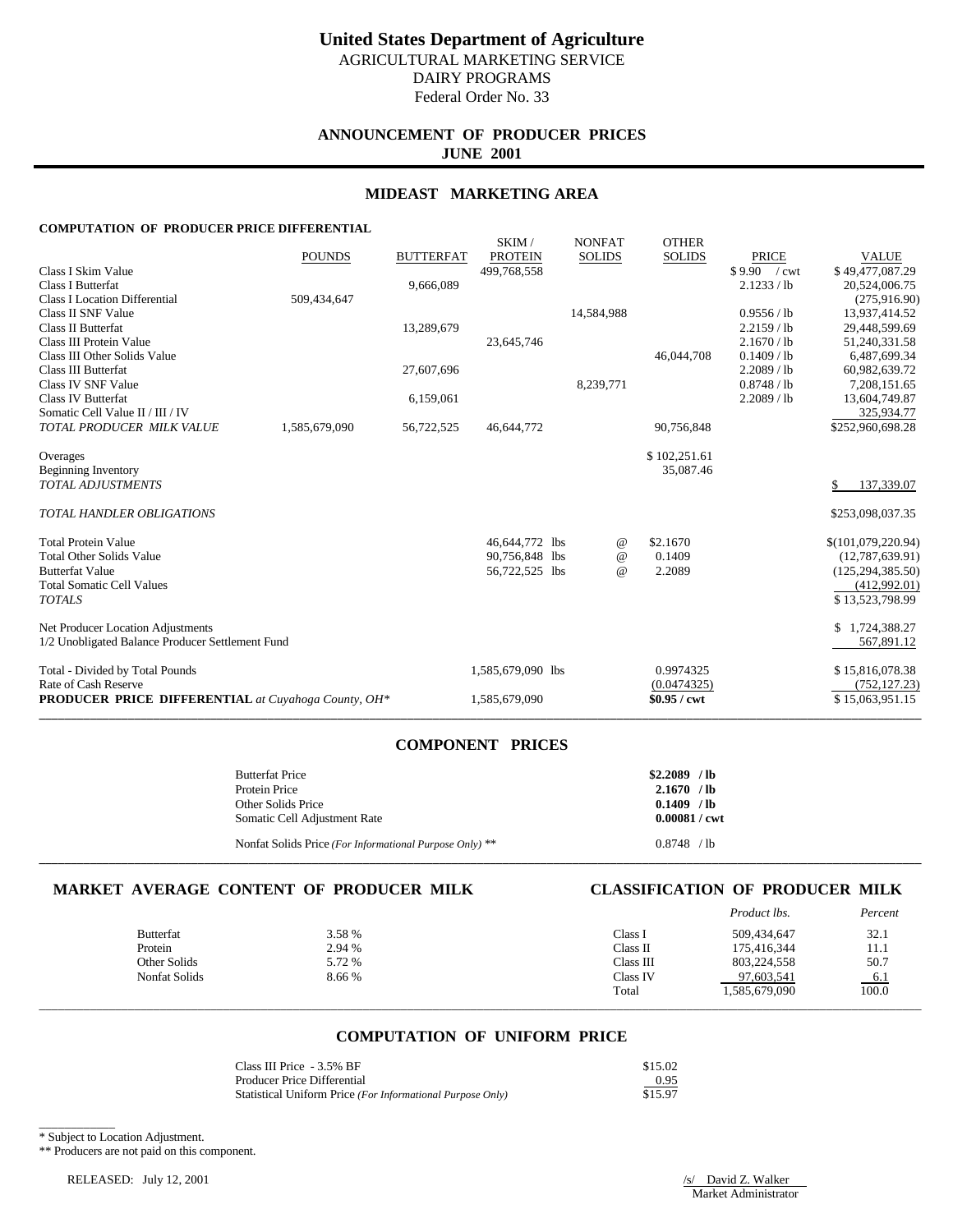# United States Department of Agriculture

AGRICULTURAL MARKETING SERVICE
DAIRY PROGRAMS
Federal Order No. 33

## ANNOUNCEMENT OF PRODUCER PRICES
**JUNE 2001**

## MIDEAST MARKETING AREA

### COMPUTATION OF PRODUCER PRICE DIFFERENTIAL

| | POUNDS | BUTTERFAT | SKIM / PROTEIN | NONFAT SOLIDS | OTHER SOLIDS | PRICE | VALUE |
|---|---|---|---|---|---|---|---|
| Class I Skim Value | | | 499,768,558 | | | $9.90 / cwt | $49,477,087.29 |
| Class I Butterfat | | 9,666,089 | | | | 2.1233 / lb | 20,524,006.75 |
| Class I Location Differential | 509,434,647 | | | | | | (275,916.90) |
| Class II SNF Value | | | | 14,584,988 | | 0.9556 / lb | 13,937,414.52 |
| Class II Butterfat | | 13,289,679 | | | | 2.2159 / lb | 29,448,599.69 |
| Class III Protein Value | | | 23,645,746 | | | 2.1670 / lb | 51,240,331.58 |
| Class III Other Solids Value | | | | | 46,044,708 | 0.1409 / lb | 6,487,699.34 |
| Class III Butterfat | | 27,607,696 | | | | 2.2089 / lb | 60,982,639.72 |
| Class IV SNF Value | | | | 8,239,771 | | 0.8748 / lb | 7,208,151.65 |
| Class IV Butterfat | | 6,159,061 | | | | 2.2089 / lb | 13,604,749.87 |
| Somatic Cell Value II / III / IV | | | | | | | 325,934.77 |
| *TOTAL PRODUCER MILK VALUE* | 1,585,679,090 | 56,722,525 | 46,644,772 | | 90,756,848 | | $252,960,698.28 |
| Overages | | | | | $102,251.61 | | |
| Beginning Inventory | | | | | 35,087.46 | | |
| *TOTAL ADJUSTMENTS* | | | | | | | $ 137,339.07 |
| *TOTAL HANDLER OBLIGATIONS* | | | | | | | $253,098,037.35 |
| Total Protein Value | | | 46,644,772 lbs | @ | $2.1670 | | $(101,079,220.94) |
| Total Other Solids Value | | | 90,756,848 lbs | @ | 0.1409 | | (12,787,639.91) |
| Butterfat Value | | | 56,722,525 lbs | @ | 2.2089 | | (125,294,385.50) |
| Total Somatic Cell Values | | | | | | | (412,992.01) |
| *TOTALS* | | | | | | | $13,523,798.99 |
| Net Producer Location Adjustments | | | | | | | $ 1,724,388.27 |
| 1/2 Unobligated Balance Producer Settlement Fund | | | | | | | 567,891.12 |
| Total - Divided by Total Pounds | | | 1,585,679,090 lbs | | 0.9974325 | | $15,816,078.38 |
| Rate of Cash Reserve | | | | | (0.0474325) | | (752,127.23) |
| **PRODUCER PRICE DIFFERENTIAL** *at Cuyahoga County, OH\** | | | 1,585,679,090 | | **$0.95 / cwt** | | $15,063,951.15 |

## COMPONENT PRICES

| | |
|---|---|
| Butterfat Price | **$2.2089 / lb** |
| Protein Price | **2.1670 / lb** |
| Other Solids Price | **0.1409 / lb** |
| Somatic Cell Adjustment Rate | **0.00081 / cwt** |
| Nonfat Solids Price *(For Informational Purpose Only)* ** | 0.8748 / lb |

## MARKET AVERAGE CONTENT OF PRODUCER MILK

| | |
|---|---|
| Butterfat | 3.58 % |
| Protein | 2.94 % |
| Other Solids | 5.72 % |
| Nonfat Solids | 8.66 % |

## CLASSIFICATION OF PRODUCER MILK

| | *Product lbs.* | *Percent* |
|---|---|---|
| Class I | 509,434,647 | 32.1 |
| Class II | 175,416,344 | 11.1 |
| Class III | 803,224,558 | 50.7 |
| Class IV | 97,603,541 | 6.1 |
| Total | 1,585,679,090 | 100.0 |

## COMPUTATION OF UNIFORM PRICE

| | |
|---|---|
| Class III Price - 3.5% BF | $15.02 |
| Producer Price Differential | 0.95 |
| Statistical Uniform Price *(For Informational Purpose Only)* | $15.97 |

\* Subject to Location Adjustment.

** Producers are not paid on this component.

RELEASED: July 12, 2001

/s/ David Z. Walker
Market Administrator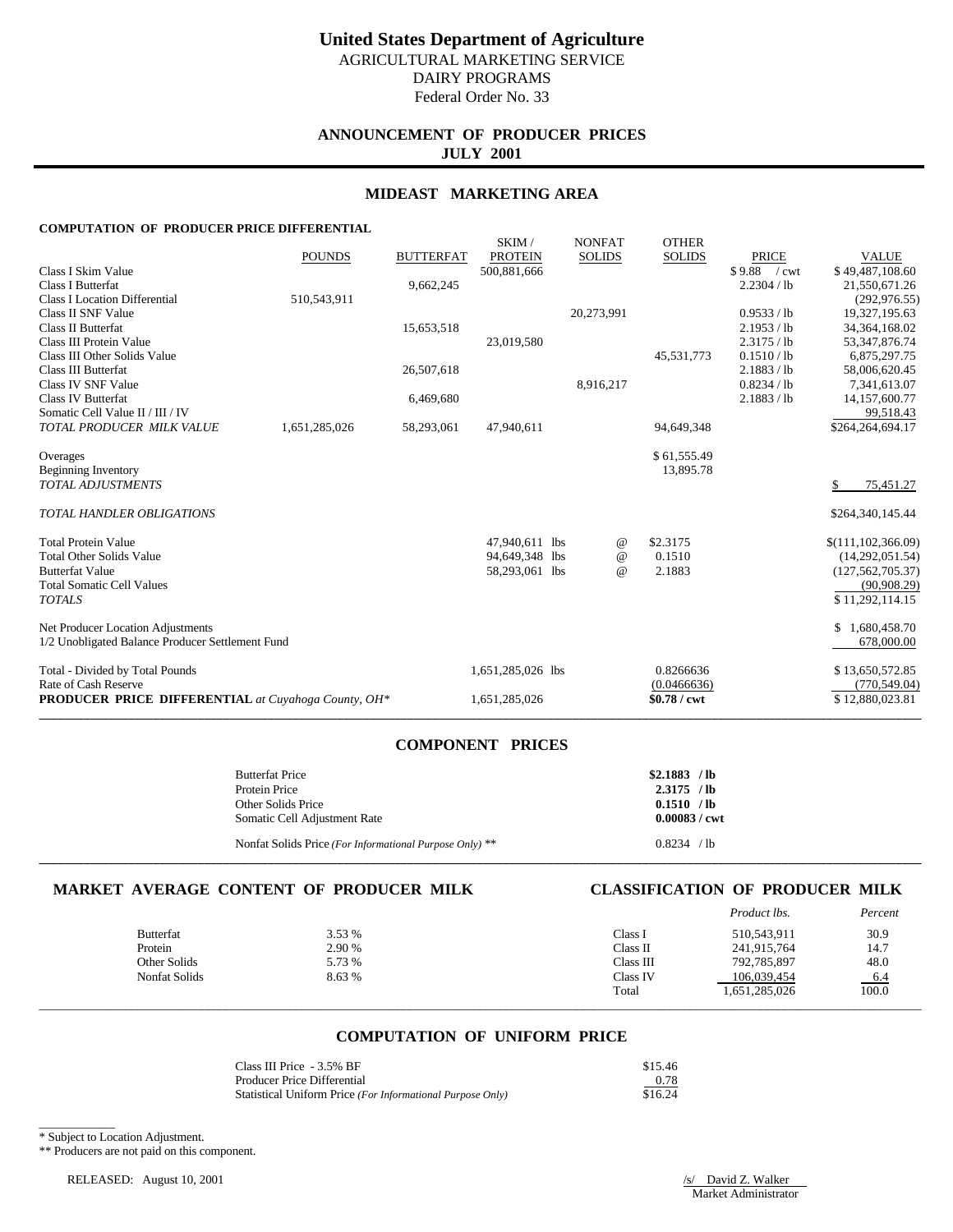# United States Department of Agriculture

AGRICULTURAL MARKETING SERVICE
DAIRY PROGRAMS
Federal Order No. 33

## ANNOUNCEMENT OF PRODUCER PRICES
## JULY 2001

## MIDEAST MARKETING AREA

### COMPUTATION OF PRODUCER PRICE DIFFERENTIAL

| | POUNDS | BUTTERFAT | SKIM / PROTEIN | NONFAT SOLIDS | OTHER SOLIDS | PRICE | VALUE |
|---|---|---|---|---|---|---|---|
| Class I Skim Value | | | 500,881,666 | | | $ 9.88 / cwt | $ 49,487,108.60 |
| Class I Butterfat | | 9,662,245 | | | | 2.2304 / lb | 21,550,671.26 |
| Class I Location Differential | 510,543,911 | | | | | | (292,976.55) |
| Class II SNF Value | | | | 20,273,991 | | 0.9533 / lb | 19,327,195.63 |
| Class II Butterfat | | 15,653,518 | | | | 2.1953 / lb | 34,364,168.02 |
| Class III Protein Value | | | 23,019,580 | | | 2.3175 / lb | 53,347,876.74 |
| Class III Other Solids Value | | | | | 45,531,773 | 0.1510 / lb | 6,875,297.75 |
| Class III Butterfat | | 26,507,618 | | | | 2.1883 / lb | 58,006,620.45 |
| Class IV SNF Value | | | | 8,916,217 | | 0.8234 / lb | 7,341,613.07 |
| Class IV Butterfat | | 6,469,680 | | | | 2.1883 / lb | 14,157,600.77 |
| Somatic Cell Value II / III / IV | | | | | | | 99,518.43 |
| *TOTAL PRODUCER MILK VALUE* | 1,651,285,026 | 58,293,061 | 47,940,611 | | 94,649,348 | | $264,264,694.17 |
| | | | | | | | |
| Overages | | | | | $ 61,555.49 | | |
| Beginning Inventory | | | | | 13,895.78 | | |
| *TOTAL ADJUSTMENTS* | | | | | | | $ 75,451.27 |
| | | | | | | | |
| *TOTAL HANDLER OBLIGATIONS* | | | | | | | $264,340,145.44 |
| | | | | | | | |
| Total Protein Value | | | 47,940,611 lbs | @ | $2.3175 | | $(111,102,366.09) |
| Total Other Solids Value | | | 94,649,348 lbs | @ | 0.1510 | | (14,292,051.54) |
| Butterfat Value | | | 58,293,061 lbs | @ | 2.1883 | | (127,562,705.37) |
| Total Somatic Cell Values | | | | | | | (90,908.29) |
| *TOTALS* | | | | | | | $ 11,292,114.15 |
| | | | | | | | |
| Net Producer Location Adjustments | | | | | | | $ 1,680,458.70 |
| 1/2 Unobligated Balance Producer Settlement Fund | | | | | | | 678,000.00 |
| | | | | | | | |
| Total - Divided by Total Pounds | | | 1,651,285,026 lbs | | 0.8266636 | | $ 13,650,572.85 |
| Rate of Cash Reserve | | | | | (0.0466636) | | (770,549.04) |
| **PRODUCER PRICE DIFFERENTIAL** *at Cuyahoga County, OH\** | | | 1,651,285,026 | | **$0.78 / cwt** | | $ 12,880,023.81 |

## COMPONENT PRICES

| | |
|---|---|
| Butterfat Price | **$2.1883 / lb** |
| Protein Price | **2.3175 / lb** |
| Other Solids Price | **0.1510 / lb** |
| Somatic Cell Adjustment Rate | **0.00083 / cwt** |
| Nonfat Solids Price *(For Informational Purpose Only)* ** | 0.8234 / lb |

## MARKET AVERAGE CONTENT OF PRODUCER MILK

| | |
|---|---|
| Butterfat | 3.53 % |
| Protein | 2.90 % |
| Other Solids | 5.73 % |
| Nonfat Solids | 8.63 % |

## CLASSIFICATION OF PRODUCER MILK

| | *Product lbs.* | *Percent* |
|---|---|---|
| Class I | 510,543,911 | 30.9 |
| Class II | 241,915,764 | 14.7 |
| Class III | 792,785,897 | 48.0 |
| Class IV | 106,039,454 | 6.4 |
| Total | 1,651,285,026 | 100.0 |

## COMPUTATION OF UNIFORM PRICE

| | |
|---|---|
| Class III Price - 3.5% BF | $15.46 |
| Producer Price Differential | 0.78 |
| Statistical Uniform Price *(For Informational Purpose Only)* | $16.24 |

\* Subject to Location Adjustment.

** Producers are not paid on this component.

RELEASED: August 10, 2001

/s/ David Z. Walker
Market Administrator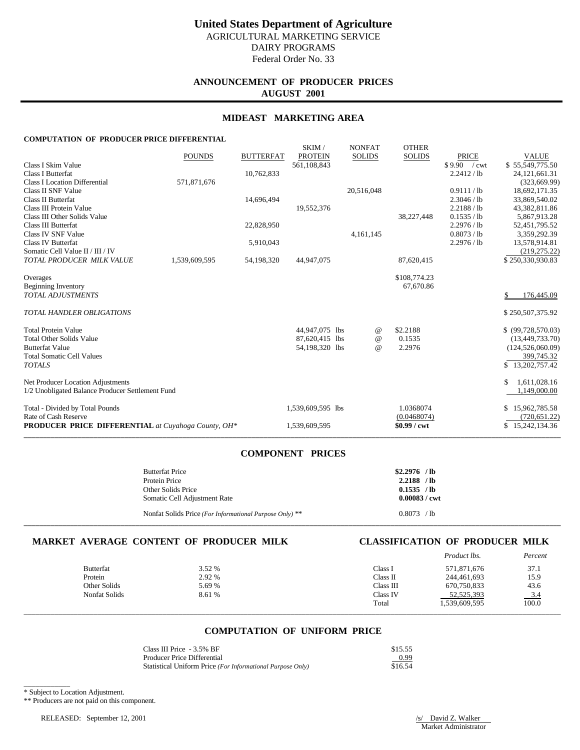# United States Department of Agriculture

AGRICULTURAL MARKETING SERVICE
DAIRY PROGRAMS
Federal Order No. 33

## ANNOUNCEMENT OF PRODUCER PRICES
## AUGUST 2001

## MIDEAST MARKETING AREA

### COMPUTATION OF PRODUCER PRICE DIFFERENTIAL

| | POUNDS | BUTTERFAT | SKIM / PROTEIN | NONFAT SOLIDS | OTHER SOLIDS | PRICE | VALUE |
|---|---|---|---|---|---|---|---|
| Class I Skim Value | | | 561,108,843 | | | $ 9.90 / cwt | $ 55,549,775.50 |
| Class I Butterfat | | 10,762,833 | | | | 2.2412 / lb | 24,121,661.31 |
| Class I Location Differential | 571,871,676 | | | | | | (323,669.99) |
| Class II SNF Value | | | | 20,516,048 | | 0.9111 / lb | 18,692,171.35 |
| Class II Butterfat | | 14,696,494 | | | | 2.3046 / lb | 33,869,540.02 |
| Class III Protein Value | | | 19,552,376 | | | 2.2188 / lb | 43,382,811.86 |
| Class III Other Solids Value | | | | | 38,227,448 | 0.1535 / lb | 5,867,913.28 |
| Class III Butterfat | | 22,828,950 | | | | 2.2976 / lb | 52,451,795.52 |
| Class IV SNF Value | | | | 4,161,145 | | 0.8073 / lb | 3,359,292.39 |
| Class IV Butterfat | | 5,910,043 | | | | 2.2976 / lb | 13,578,914.81 |
| Somatic Cell Value II / III / IV | | | | | | | (219,275.22) |
| *TOTAL PRODUCER MILK VALUE* | 1,539,609,595 | 54,198,320 | 44,947,075 | | 87,620,415 | | $ 250,330,930.83 |
| | | | | | | | |
| Overages | | | | | $108,774.23 | | |
| Beginning Inventory | | | | | 67,670.86 | | |
| *TOTAL ADJUSTMENTS* | | | | | | | $ 176,445.09 |
| | | | | | | | |
| *TOTAL HANDLER OBLIGATIONS* | | | | | | | $ 250,507,375.92 |
| | | | | | | | |
| Total Protein Value | | | 44,947,075 lbs | @ | $2.2188 | | $ (99,728,570.03) |
| Total Other Solids Value | | | 87,620,415 lbs | @ | 0.1535 | | (13,449,733.70) |
| Butterfat Value | | | 54,198,320 lbs | @ | 2.2976 | | (124,526,060.09) |
| Total Somatic Cell Values | | | | | | | 399,745.32 |
| *TOTALS* | | | | | | | $ 13,202,757.42 |
| | | | | | | | |
| Net Producer Location Adjustments | | | | | | | $ 1,611,028.16 |
| 1/2 Unobligated Balance Producer Settlement Fund | | | | | | | 1,149,000.00 |
| | | | | | | | |
| Total - Divided by Total Pounds | | | 1,539,609,595 lbs | | 1.0368074 | | $ 15,962,785.58 |
| Rate of Cash Reserve | | | | | (0.0468074) | | (720,651.22) |
| **PRODUCER PRICE DIFFERENTIAL** *at Cuyahoga County, OH\** | | | 1,539,609,595 | | **$0.99 / cwt** | | $ 15,242,134.36 |

## COMPONENT PRICES

| | |
|---|---|
| Butterfat Price | **$2.2976 / lb** |
| Protein Price | **2.2188 / lb** |
| Other Solids Price | **0.1535 / lb** |
| Somatic Cell Adjustment Rate | **0.00083 / cwt** |
| Nonfat Solids Price *(For Informational Purpose Only)* ** | 0.8073 / lb |

## MARKET AVERAGE CONTENT OF PRODUCER MILK

| | |
|---|---|
| Butterfat | 3.52 % |
| Protein | 2.92 % |
| Other Solids | 5.69 % |
| Nonfat Solids | 8.61 % |

## CLASSIFICATION OF PRODUCER MILK

| | *Product lbs.* | *Percent* |
|---|---|---|
| Class I | 571,871,676 | 37.1 |
| Class II | 244,461,693 | 15.9 |
| Class III | 670,750,833 | 43.6 |
| Class IV | 52,525,393 | 3.4 |
| Total | 1,539,609,595 | 100.0 |

## COMPUTATION OF UNIFORM PRICE

| | |
|---|---|
| Class III Price - 3.5% BF | $15.55 |
| Producer Price Differential | 0.99 |
| Statistical Uniform Price *(For Informational Purpose Only)* | $16.54 |

\* Subject to Location Adjustment.

** Producers are not paid on this component.

RELEASED: September 12, 2001

/s/ David Z. Walker
Market Administrator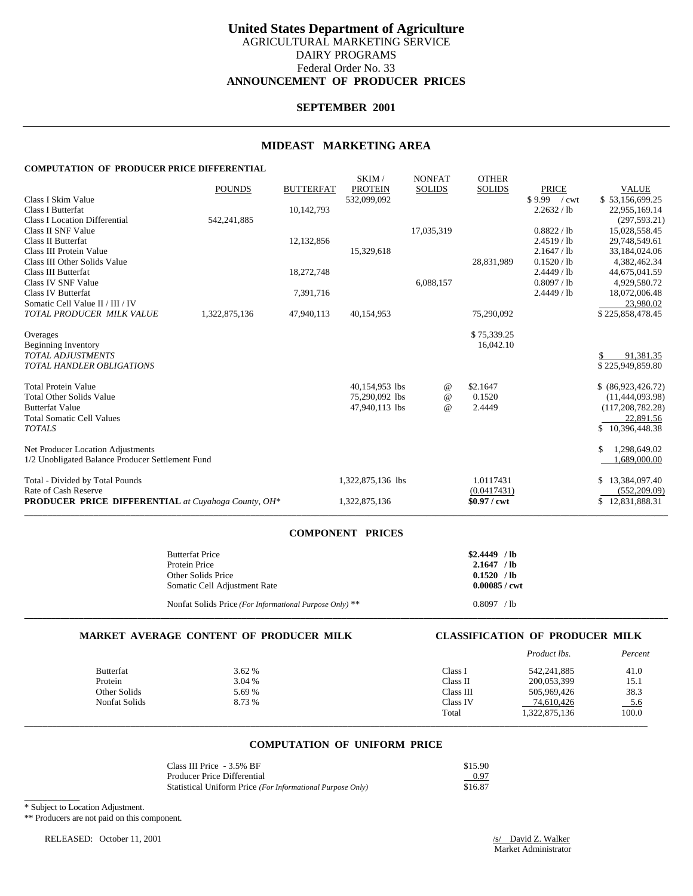# United States Department of Agriculture

AGRICULTURAL MARKETING SERVICE
DAIRY PROGRAMS
Federal Order No. 33

## ANNOUNCEMENT OF PRODUCER PRICES

### SEPTEMBER 2001

### MIDEAST MARKETING AREA

**COMPUTATION OF PRODUCER PRICE DIFFERENTIAL**

| | POUNDS | BUTTERFAT | SKIM / PROTEIN | NONFAT SOLIDS | OTHER SOLIDS | PRICE | VALUE |
|---|---|---|---|---|---|---|---|
| Class I Skim Value | | | 532,099,092 | | | $ 9.99 / cwt | $ 53,156,699.25 |
| Class I Butterfat | | 10,142,793 | | | | 2.2632 / lb | 22,955,169.14 |
| Class I Location Differential | 542,241,885 | | | | | | (297,593.21) |
| Class II SNF Value | | | | 17,035,319 | | 0.8822 / lb | 15,028,558.45 |
| Class II Butterfat | | 12,132,856 | | | | 2.4519 / lb | 29,748,549.61 |
| Class III Protein Value | | | 15,329,618 | | | 2.1647 / lb | 33,184,024.06 |
| Class III Other Solids Value | | | | | 28,831,989 | 0.1520 / lb | 4,382,462.34 |
| Class III Butterfat | | 18,272,748 | | | | 2.4449 / lb | 44,675,041.59 |
| Class IV SNF Value | | | | 6,088,157 | | 0.8097 / lb | 4,929,580.72 |
| Class IV Butterfat | | 7,391,716 | | | | 2.4449 / lb | 18,072,006.48 |
| Somatic Cell Value II / III / IV | | | | | | | 23,980.02 |
| *TOTAL PRODUCER MILK VALUE* | 1,322,875,136 | 47,940,113 | 40,154,953 | | 75,290,092 | | $ 225,858,478.45 |
| | | | | | | | |
| Overages | | | | | $ 75,339.25 | | |
| Beginning Inventory | | | | | 16,042.10 | | |
| *TOTAL ADJUSTMENTS* | | | | | | | $ 91,381.35 |
| *TOTAL HANDLER OBLIGATIONS* | | | | | | | $ 225,949,859.80 |
| | | | | | | | |
| Total Protein Value | | | 40,154,953 lbs | @ | $2.1647 | | $ (86,923,426.72) |
| Total Other Solids Value | | | 75,290,092 lbs | @ | 0.1520 | | (11,444,093.98) |
| Butterfat Value | | | 47,940,113 lbs | @ | 2.4449 | | (117,208,782.28) |
| Total Somatic Cell Values | | | | | | | 22,891.56 |
| *TOTALS* | | | | | | | $ 10,396,448.38 |
| | | | | | | | |
| Net Producer Location Adjustments | | | | | | | $ 1,298,649.02 |
| 1/2 Unobligated Balance Producer Settlement Fund | | | | | | | 1,689,000.00 |
| | | | | | | | |
| Total - Divided by Total Pounds | | | 1,322,875,136 lbs | | 1.0117431 | | $ 13,384,097.40 |
| Rate of Cash Reserve | | | | | (0.0417431) | | (552,209.09) |
| **PRODUCER PRICE DIFFERENTIAL** *at Cuyahoga County, OH** | | | 1,322,875,136 | | **$0.97 / cwt** | | $ 12,831,888.31 |

### COMPONENT PRICES

| | |
|---|---|
| Butterfat Price | **$2.4449 / lb** |
| Protein Price | **2.1647 / lb** |
| Other Solids Price | **0.1520 / lb** |
| Somatic Cell Adjustment Rate | **0.00085 / cwt** |
| Nonfat Solids Price *(For Informational Purpose Only)* ** | 0.8097 / lb |

### MARKET AVERAGE CONTENT OF PRODUCER MILK

| | |
|---|---|
| Butterfat | 3.62 % |
| Protein | 3.04 % |
| Other Solids | 5.69 % |
| Nonfat Solids | 8.73 % |

### CLASSIFICATION OF PRODUCER MILK

| | *Product lbs.* | *Percent* |
|---|---|---|
| Class I | 542,241,885 | 41.0 |
| Class II | 200,053,399 | 15.1 |
| Class III | 505,969,426 | 38.3 |
| Class IV | 74,610,426 | 5.6 |
| Total | 1,322,875,136 | 100.0 |

### COMPUTATION OF UNIFORM PRICE

| | |
|---|---|
| Class III Price - 3.5% BF | $15.90 |
| Producer Price Differential | 0.97 |
| Statistical Uniform Price *(For Informational Purpose Only)* | $16.87 |

* Subject to Location Adjustment.
** Producers are not paid on this component.

RELEASED: October 11, 2001

/s/ David Z. Walker
Market Administrator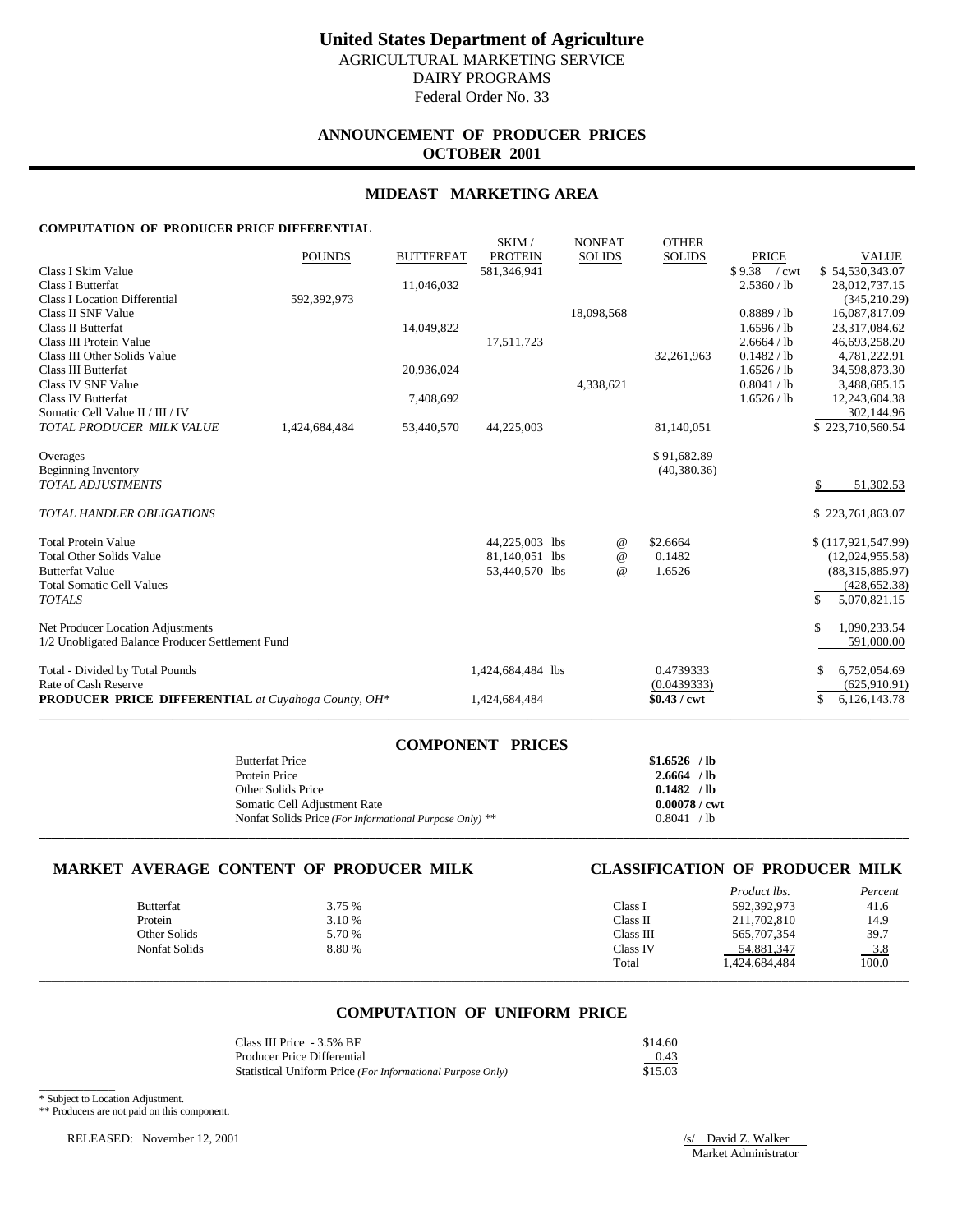# United States Department of Agriculture

AGRICULTURAL MARKETING SERVICE
DAIRY PROGRAMS
Federal Order No. 33

## ANNOUNCEMENT OF PRODUCER PRICES
## OCTOBER 2001

## MIDEAST MARKETING AREA

### COMPUTATION OF PRODUCER PRICE DIFFERENTIAL

| | POUNDS | BUTTERFAT | SKIM / PROTEIN | NONFAT SOLIDS | OTHER SOLIDS | PRICE | VALUE |
|---|---|---|---|---|---|---|---|
| Class I Skim Value | | | 581,346,941 | | | $9.38 / cwt | $ 54,530,343.07 |
| Class I Butterfat | | 11,046,032 | | | | 2.5360 / lb | 28,012,737.15 |
| Class I Location Differential | 592,392,973 | | | | | | (345,210.29) |
| Class II SNF Value | | | | 18,098,568 | | 0.8889 / lb | 16,087,817.09 |
| Class II Butterfat | | 14,049,822 | | | | 1.6596 / lb | 23,317,084.62 |
| Class III Protein Value | | | 17,511,723 | | | 2.6664 / lb | 46,693,258.20 |
| Class III Other Solids Value | | | | | 32,261,963 | 0.1482 / lb | 4,781,222.91 |
| Class III Butterfat | | 20,936,024 | | | | 1.6526 / lb | 34,598,873.30 |
| Class IV SNF Value | | | | 4,338,621 | | 0.8041 / lb | 3,488,685.15 |
| Class IV Butterfat | | 7,408,692 | | | | 1.6526 / lb | 12,243,604.38 |
| Somatic Cell Value II / III / IV | | | | | | | 302,144.96 |
| *TOTAL PRODUCER MILK VALUE* | 1,424,684,484 | 53,440,570 | 44,225,003 | | 81,140,051 | | $ 223,710,560.54 |
| Overages | | | | | $ 91,682.89 | | |
| Beginning Inventory | | | | | (40,380.36) | | |
| *TOTAL ADJUSTMENTS* | | | | | | | $ 51,302.53 |
| *TOTAL HANDLER OBLIGATIONS* | | | | | | | $ 223,761,863.07 |
| Total Protein Value | | | 44,225,003 lbs | @ | $2.6664 | | $ (117,921,547.99) |
| Total Other Solids Value | | | 81,140,051 lbs | @ | 0.1482 | | (12,024,955.58) |
| Butterfat Value | | | 53,440,570 lbs | @ | 1.6526 | | (88,315,885.97) |
| Total Somatic Cell Values | | | | | | | (428,652.38) |
| *TOTALS* | | | | | | | $ 5,070,821.15 |
| Net Producer Location Adjustments | | | | | | | $ 1,090,233.54 |
| 1/2 Unobligated Balance Producer Settlement Fund | | | | | | | 591,000.00 |
| Total - Divided by Total Pounds | | | 1,424,684,484 lbs | | 0.4739333 | | $ 6,752,054.69 |
| Rate of Cash Reserve | | | | | (0.0439333) | | (625,910.91) |
| **PRODUCER PRICE DIFFERENTIAL** *at Cuyahoga County, OH\** | | | 1,424,684,484 | | **$0.43 / cwt** | | $ 6,126,143.78 |

## COMPONENT PRICES

| | |
|---|---|
| Butterfat Price | **$1.6526 / lb** |
| Protein Price | **2.6664 / lb** |
| Other Solids Price | **0.1482 / lb** |
| Somatic Cell Adjustment Rate | **0.00078 / cwt** |
| Nonfat Solids Price *(For Informational Purpose Only)* ** | 0.8041 / lb |

## MARKET AVERAGE CONTENT OF PRODUCER MILK

| | |
|---|---|
| Butterfat | 3.75 % |
| Protein | 3.10 % |
| Other Solids | 5.70 % |
| Nonfat Solids | 8.80 % |

## CLASSIFICATION OF PRODUCER MILK

| | *Product lbs.* | *Percent* |
|---|---|---|
| Class I | 592,392,973 | 41.6 |
| Class II | 211,702,810 | 14.9 |
| Class III | 565,707,354 | 39.7 |
| Class IV | 54,881,347 | 3.8 |
| Total | 1,424,684,484 | 100.0 |

## COMPUTATION OF UNIFORM PRICE

| | |
|---|---|
| Class III Price - 3.5% BF | $14.60 |
| Producer Price Differential | 0.43 |
| Statistical Uniform Price *(For Informational Purpose Only)* | $15.03 |

\* Subject to Location Adjustment.
** Producers are not paid on this component.

RELEASED: November 12, 2001

/s/ David Z. Walker
Market Administrator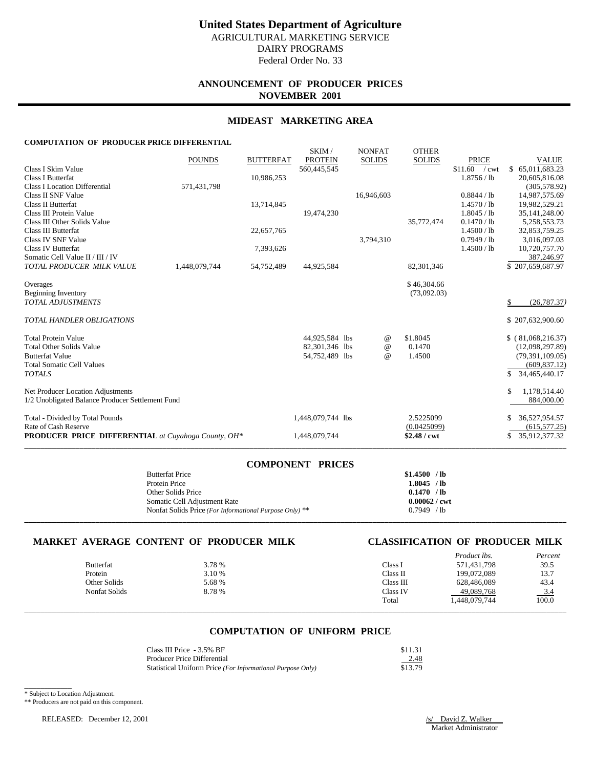# United States Department of Agriculture

AGRICULTURAL MARKETING SERVICE
DAIRY PROGRAMS
Federal Order No. 33

## ANNOUNCEMENT OF PRODUCER PRICES
## NOVEMBER 2001

## MIDEAST MARKETING AREA

### COMPUTATION OF PRODUCER PRICE DIFFERENTIAL

| | POUNDS | BUTTERFAT | SKIM / PROTEIN | NONFAT SOLIDS | OTHER SOLIDS | PRICE | VALUE |
|---|---|---|---|---|---|---|---|
| Class I Skim Value | | | 560,445,545 | | | $11.60 / cwt | $ 65,011,683.23 |
| Class I Butterfat | | 10,986,253 | | | | 1.8756 / lb | 20,605,816.08 |
| Class I Location Differential | 571,431,798 | | | | | | (305,578.92) |
| Class II SNF Value | | | | 16,946,603 | | 0.8844 / lb | 14,987,575.69 |
| Class II Butterfat | | 13,714,845 | | | | 1.4570 / lb | 19,982,529.21 |
| Class III Protein Value | | | 19,474,230 | | | 1.8045 / lb | 35,141,248.00 |
| Class III Other Solids Value | | | | | 35,772,474 | 0.1470 / lb | 5,258,553.73 |
| Class III Butterfat | | 22,657,765 | | | | 1.4500 / lb | 32,853,759.25 |
| Class IV SNF Value | | | | 3,794,310 | | 0.7949 / lb | 3,016,097.03 |
| Class IV Butterfat | | 7,393,626 | | | | 1.4500 / lb | 10,720,757.70 |
| Somatic Cell Value II / III / IV | | | | | | | 387,246.97 |
| *TOTAL PRODUCER MILK VALUE* | 1,448,079,744 | 54,752,489 | 44,925,584 | | 82,301,346 | | $ 207,659,687.97 |
| Overages | | | | | $ 46,304.66 | | |
| Beginning Inventory | | | | | (73,092.03) | | |
| *TOTAL ADJUSTMENTS* | | | | | | | $ (26,787.37) |
| *TOTAL HANDLER OBLIGATIONS* | | | | | | | $ 207,632,900.60 |
| Total Protein Value | | | 44,925,584 lbs | @ | $1.8045 | | $ ( 81,068,216.37) |
| Total Other Solids Value | | | 82,301,346 lbs | @ | 0.1470 | | (12,098,297.89) |
| Butterfat Value | | | 54,752,489 lbs | @ | 1.4500 | | (79,391,109.05) |
| Total Somatic Cell Values | | | | | | | (609,837.12) |
| *TOTALS* | | | | | | | $ 34,465,440.17 |
| Net Producer Location Adjustments | | | | | | | $ 1,178,514.40 |
| 1/2 Unobligated Balance Producer Settlement Fund | | | | | | | 884,000.00 |
| Total - Divided by Total Pounds | | | 1,448,079,744 lbs | | 2.5225099 | | $ 36,527,954.57 |
| Rate of Cash Reserve | | | | | (0.0425099) | | (615,577.25) |
| **PRODUCER PRICE DIFFERENTIAL** *at Cuyahoga County, OH\** | | | 1,448,079,744 | | **$2.48 / cwt** | | $ 35,912,377.32 |

### COMPONENT PRICES

| | |
|---|---|
| Butterfat Price | **$1.4500 / lb** |
| Protein Price | **1.8045 / lb** |
| Other Solids Price | **0.1470 / lb** |
| Somatic Cell Adjustment Rate | **0.00062 / cwt** |
| Nonfat Solids Price *(For Informational Purpose Only)* ** | 0.7949 / lb |

### MARKET AVERAGE CONTENT OF PRODUCER MILK

| | |
|---|---|
| Butterfat | 3.78 % |
| Protein | 3.10 % |
| Other Solids | 5.68 % |
| Nonfat Solids | 8.78 % |

### CLASSIFICATION OF PRODUCER MILK

| | *Product lbs.* | *Percent* |
|---|---|---|
| Class I | 571,431,798 | 39.5 |
| Class II | 199,072,089 | 13.7 |
| Class III | 628,486,089 | 43.4 |
| Class IV | 49,089,768 | 3.4 |
| Total | 1,448,079,744 | 100.0 |

### COMPUTATION OF UNIFORM PRICE

| | |
|---|---|
| Class III Price - 3.5% BF | $11.31 |
| Producer Price Differential | 2.48 |
| Statistical Uniform Price *(For Informational Purpose Only)* | $13.79 |

\* Subject to Location Adjustment.

** Producers are not paid on this component.

RELEASED: December 12, 2001

/s/ David Z. Walker
Market Administrator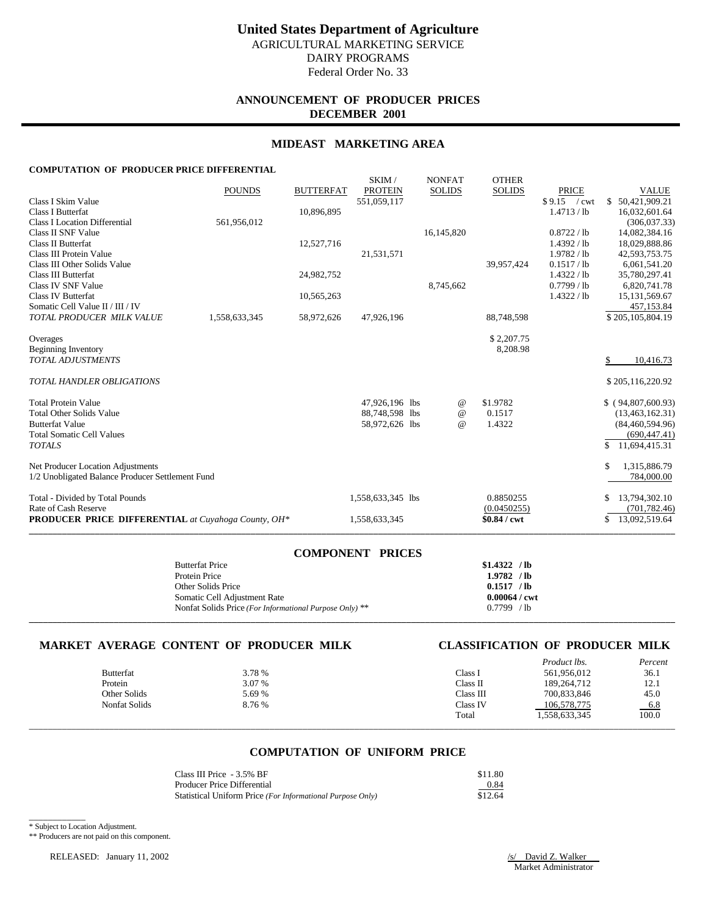# United States Department of Agriculture

AGRICULTURAL MARKETING SERVICE
DAIRY PROGRAMS
Federal Order No. 33

## ANNOUNCEMENT OF PRODUCER PRICES
## DECEMBER 2001

## MIDEAST MARKETING AREA

**COMPUTATION OF PRODUCER PRICE DIFFERENTIAL**

| | POUNDS | BUTTERFAT | SKIM / PROTEIN | NONFAT SOLIDS | OTHER SOLIDS | PRICE | VALUE |
|---|---|---|---|---|---|---|---|
| Class I Skim Value | | | 551,059,117 | | | $9.15 / cwt | $ 50,421,909.21 |
| Class I Butterfat | | 10,896,895 | | | | 1.4713 / lb | 16,032,601.64 |
| Class I Location Differential | 561,956,012 | | | | | | (306,037.33) |
| Class II SNF Value | | | | 16,145,820 | | 0.8722 / lb | 14,082,384.16 |
| Class II Butterfat | | 12,527,716 | | | | 1.4392 / lb | 18,029,888.86 |
| Class III Protein Value | | | 21,531,571 | | | 1.9782 / lb | 42,593,753.75 |
| Class III Other Solids Value | | | | | 39,957,424 | 0.1517 / lb | 6,061,541.20 |
| Class III Butterfat | | 24,982,752 | | | | 1.4322 / lb | 35,780,297.41 |
| Class IV SNF Value | | | | 8,745,662 | | 0.7799 / lb | 6,820,741.78 |
| Class IV Butterfat | | 10,565,263 | | | | 1.4322 / lb | 15,131,569.67 |
| Somatic Cell Value II / III / IV | | | | | | | 457,153.84 |
| *TOTAL PRODUCER MILK VALUE* | 1,558,633,345 | 58,972,626 | 47,926,196 | | 88,748,598 | | $ 205,105,804.19 |
| Overages | | | | | $ 2,207.75 | | |
| Beginning Inventory | | | | | 8,208.98 | | |
| *TOTAL ADJUSTMENTS* | | | | | | | $ 10,416.73 |
| *TOTAL HANDLER OBLIGATIONS* | | | | | | | $ 205,116,220.92 |
| Total Protein Value | | | 47,926,196 lbs | @ | $1.9782 | | $ ( 94,807,600.93) |
| Total Other Solids Value | | | 88,748,598 lbs | @ | 0.1517 | | (13,463,162.31) |
| Butterfat Value | | | 58,972,626 lbs | @ | 1.4322 | | (84,460,594.96) |
| Total Somatic Cell Values | | | | | | | (690,447.41) |
| *TOTALS* | | | | | | | $ 11,694,415.31 |
| Net Producer Location Adjustments | | | | | | | $ 1,315,886.79 |
| 1/2 Unobligated Balance Producer Settlement Fund | | | | | | | 784,000.00 |
| Total - Divided by Total Pounds | | | 1,558,633,345 lbs | | 0.8850255 | | $ 13,794,302.10 |
| Rate of Cash Reserve | | | | | (0.0450255) | | (701,782.46) |
| **PRODUCER PRICE DIFFERENTIAL** *at Cuyahoga County, OH\** | | | 1,558,633,345 | | **$0.84 / cwt** | | $ 13,092,519.64 |

## COMPONENT PRICES

| | |
|---|---|
| Butterfat Price | **$1.4322 / lb** |
| Protein Price | **1.9782 / lb** |
| Other Solids Price | **0.1517 / lb** |
| Somatic Cell Adjustment Rate | **0.00064 / cwt** |
| Nonfat Solids Price *(For Informational Purpose Only)* ** | 0.7799 / lb |

## MARKET AVERAGE CONTENT OF PRODUCER MILK

| | |
|---|---|
| Butterfat | 3.78 % |
| Protein | 3.07 % |
| Other Solids | 5.69 % |
| Nonfat Solids | 8.76 % |

## CLASSIFICATION OF PRODUCER MILK

| | *Product lbs.* | *Percent* |
|---|---|---|
| Class I | 561,956,012 | 36.1 |
| Class II | 189,264,712 | 12.1 |
| Class III | 700,833,846 | 45.0 |
| Class IV | 106,578,775 | 6.8 |
| Total | 1,558,633,345 | 100.0 |

## COMPUTATION OF UNIFORM PRICE

| | |
|---|---|
| Class III Price - 3.5% BF | $11.80 |
| Producer Price Differential | 0.84 |
| Statistical Uniform Price *(For Informational Purpose Only)* | $12.64 |

\* Subject to Location Adjustment.

** Producers are not paid on this component.

RELEASED: January 11, 2002

/s/ David Z. Walker
Market Administrator